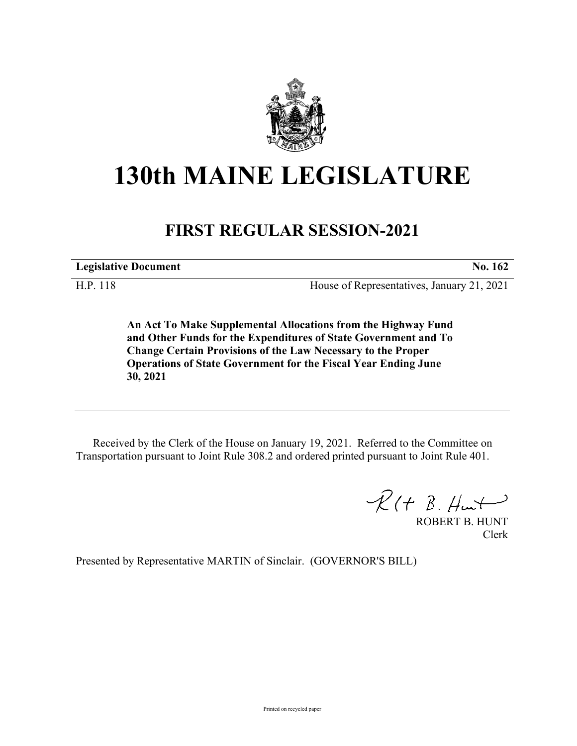# 130th MAINE LEGISLATURE

## FIRST REGULAR SESSION-2021

| **Legislative Document** | **No. 162** |
|---|---|
| H.P. 118 | House of Representatives, January 21, 2021 |

**An Act To Make Supplemental Allocations from the Highway Fund and Other Funds for the Expenditures of State Government and To Change Certain Provisions of the Law Necessary to the Proper Operations of State Government for the Fiscal Year Ending June 30, 2021**

Received by the Clerk of the House on January 19, 2021. Referred to the Committee on Transportation pursuant to Joint Rule 308.2 and ordered printed pursuant to Joint Rule 401.

ROBERT B. HUNT
Clerk

Presented by Representative MARTIN of Sinclair. (GOVERNOR'S BILL)

Printed on recycled paper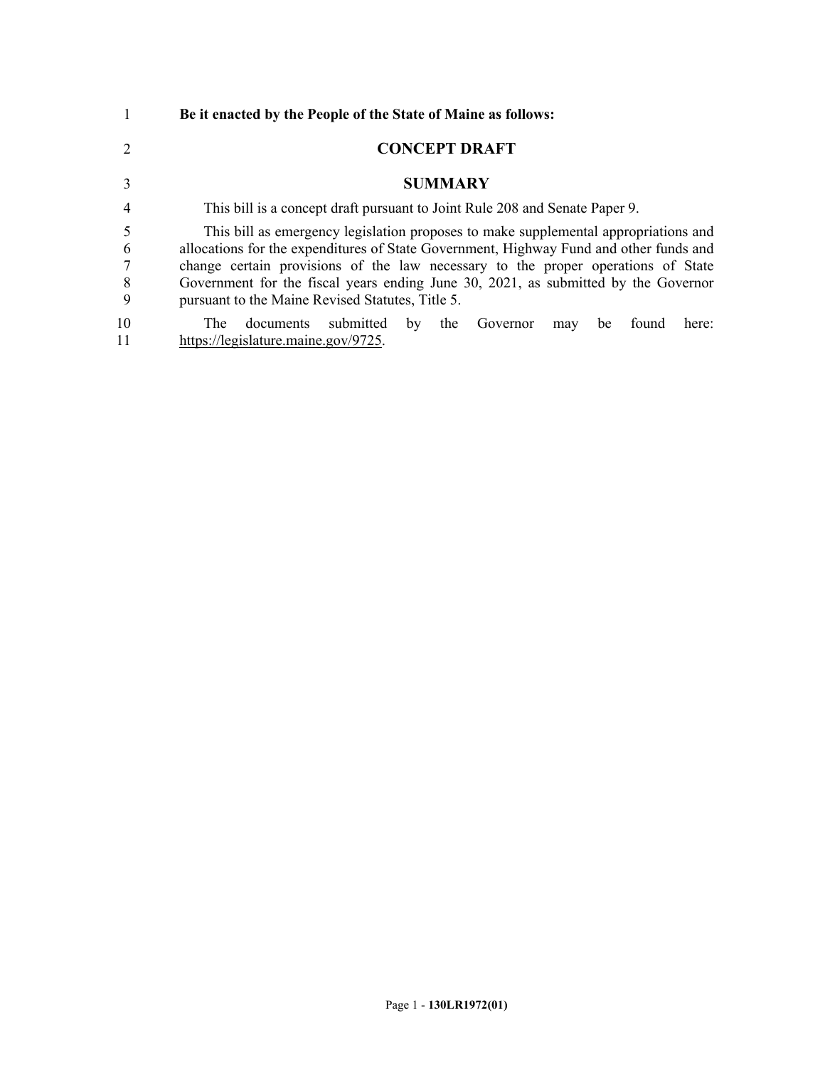**Be it enacted by the People of the State of Maine as follows:**

## CONCEPT DRAFT

## SUMMARY

This bill is a concept draft pursuant to Joint Rule 208 and Senate Paper 9.

This bill as emergency legislation proposes to make supplemental appropriations and allocations for the expenditures of State Government, Highway Fund and other funds and change certain provisions of the law necessary to the proper operations of State Government for the fiscal years ending June 30, 2021, as submitted by the Governor pursuant to the Maine Revised Statutes, Title 5.

The documents submitted by the Governor may be found here: https://legislature.maine.gov/9725.